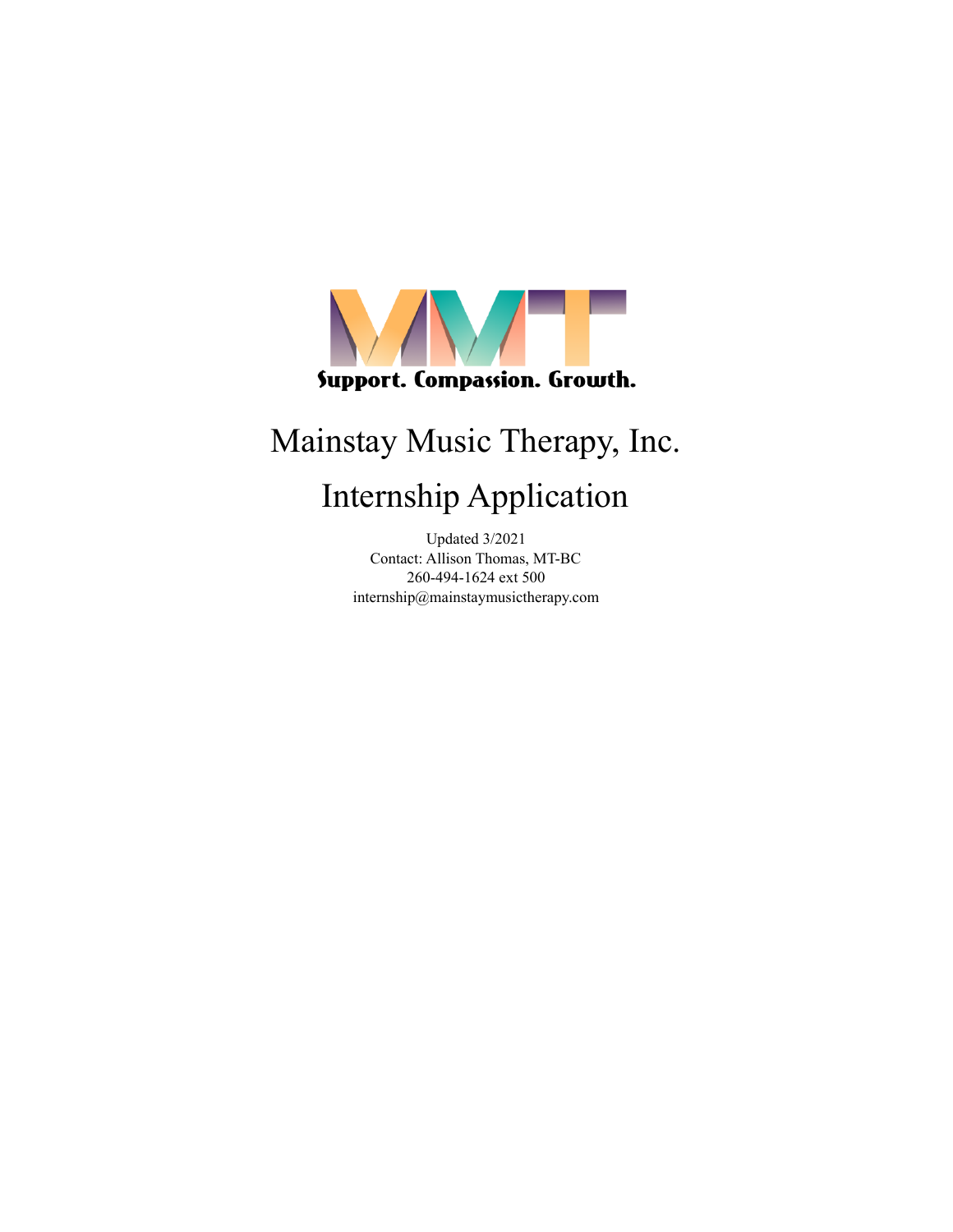Support. Compassion. Growth.

# Mainstay Music Therapy, Inc.

# Internship Application

Updated 3/2021
Contact: Allison Thomas, MT-BC
260-494-1624 ext 500
internship@mainstaymusictherapy.com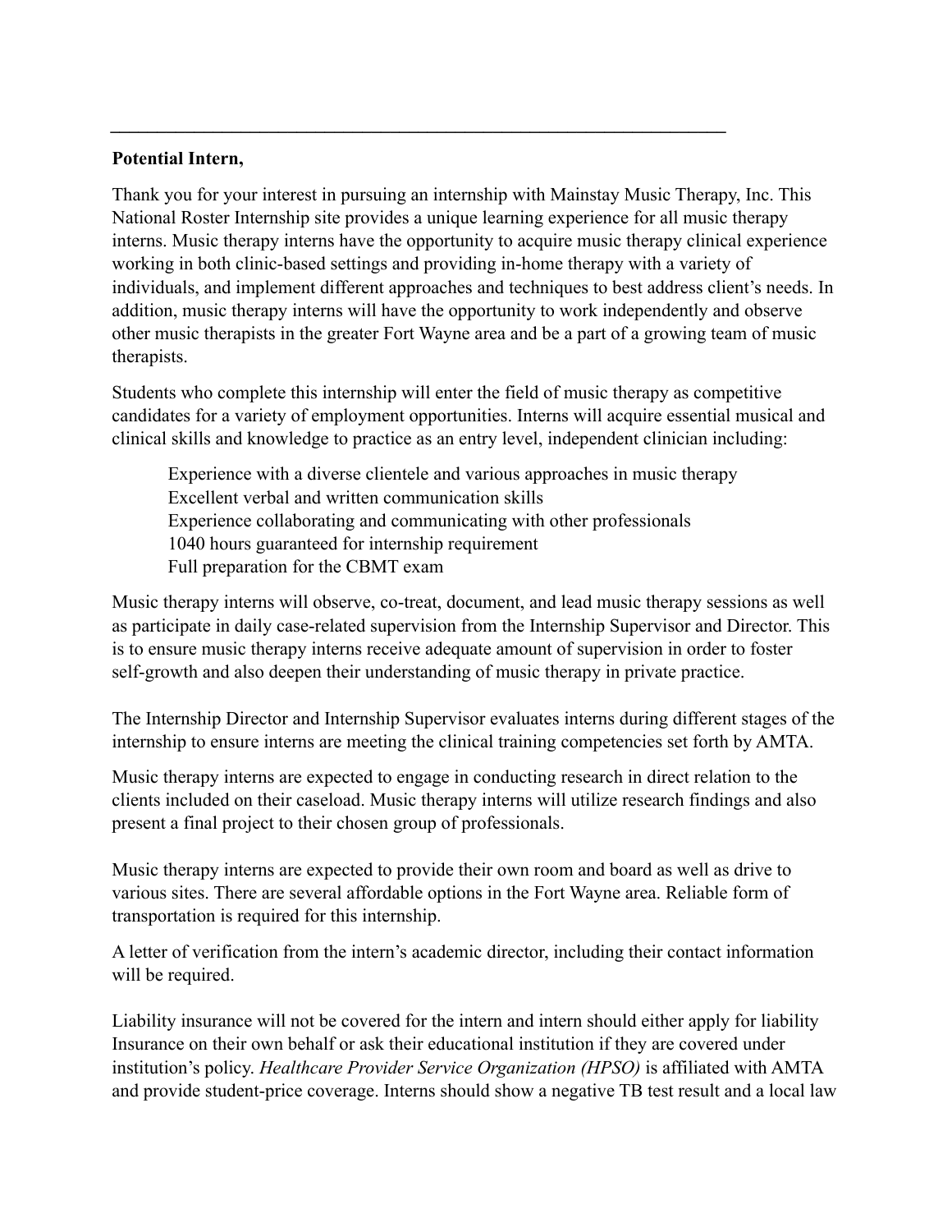---

**Potential Intern,**

Thank you for your interest in pursuing an internship with Mainstay Music Therapy, Inc. This National Roster Internship site provides a unique learning experience for all music therapy interns. Music therapy interns have the opportunity to acquire music therapy clinical experience working in both clinic-based settings and providing in-home therapy with a variety of individuals, and implement different approaches and techniques to best address client's needs. In addition, music therapy interns will have the opportunity to work independently and observe other music therapists in the greater Fort Wayne area and be a part of a growing team of music therapists.

Students who complete this internship will enter the field of music therapy as competitive candidates for a variety of employment opportunities. Interns will acquire essential musical and clinical skills and knowledge to practice as an entry level, independent clinician including:

Experience with a diverse clientele and various approaches in music therapy
Excellent verbal and written communication skills
Experience collaborating and communicating with other professionals
1040 hours guaranteed for internship requirement
Full preparation for the CBMT exam

Music therapy interns will observe, co-treat, document, and lead music therapy sessions as well as participate in daily case-related supervision from the Internship Supervisor and Director. This is to ensure music therapy interns receive adequate amount of supervision in order to foster self-growth and also deepen their understanding of music therapy in private practice.

The Internship Director and Internship Supervisor evaluates interns during different stages of the internship to ensure interns are meeting the clinical training competencies set forth by AMTA.

Music therapy interns are expected to engage in conducting research in direct relation to the clients included on their caseload. Music therapy interns will utilize research findings and also present a final project to their chosen group of professionals.

Music therapy interns are expected to provide their own room and board as well as drive to various sites. There are several affordable options in the Fort Wayne area. Reliable form of transportation is required for this internship.

A letter of verification from the intern's academic director, including their contact information will be required.

Liability insurance will not be covered for the intern and intern should either apply for liability Insurance on their own behalf or ask their educational institution if they are covered under institution's policy. *Healthcare Provider Service Organization (HPSO)* is affiliated with AMTA and provide student-price coverage. Interns should show a negative TB test result and a local law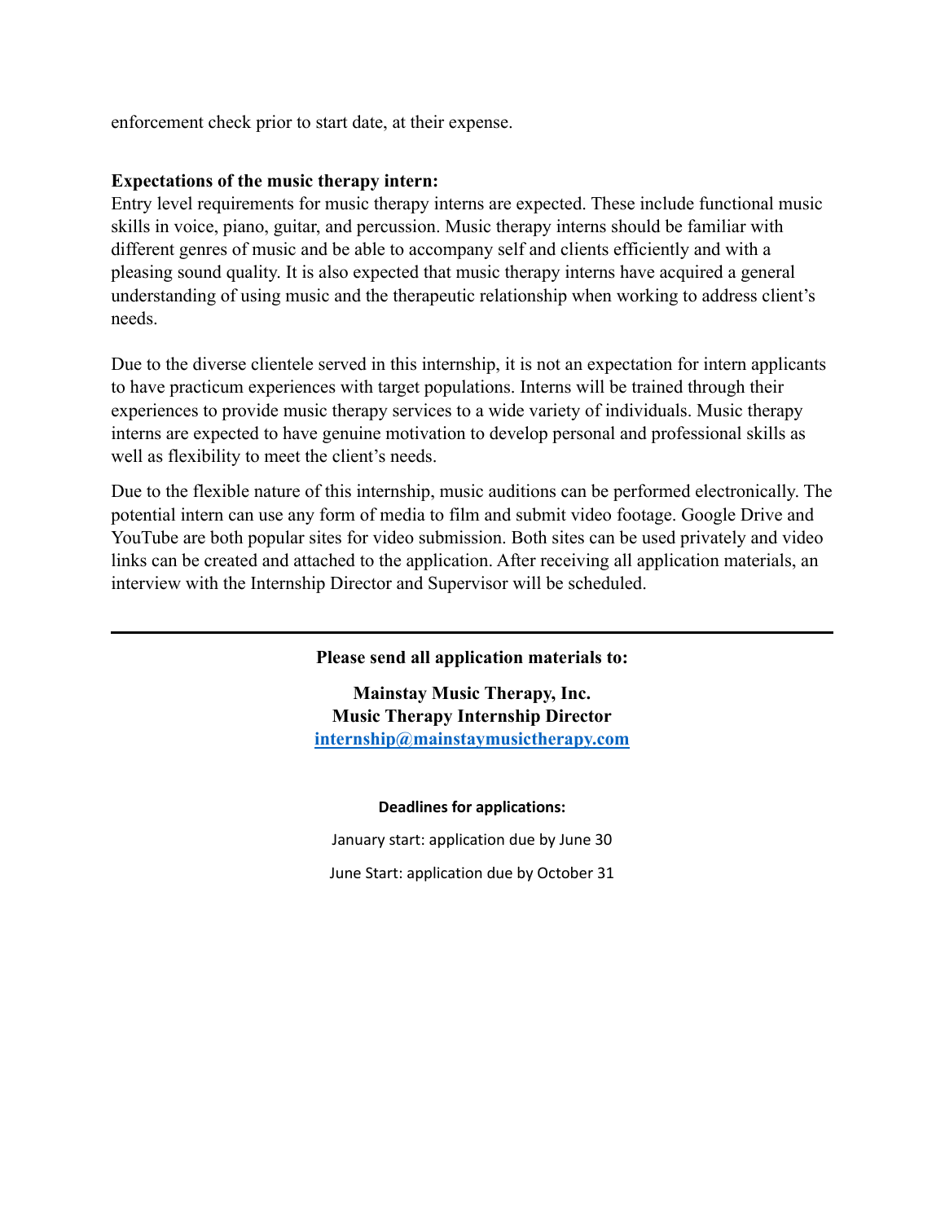enforcement check prior to start date, at their expense.

**Expectations of the music therapy intern:**

Entry level requirements for music therapy interns are expected. These include functional music skills in voice, piano, guitar, and percussion. Music therapy interns should be familiar with different genres of music and be able to accompany self and clients efficiently and with a pleasing sound quality. It is also expected that music therapy interns have acquired a general understanding of using music and the therapeutic relationship when working to address client's needs.

Due to the diverse clientele served in this internship, it is not an expectation for intern applicants to have practicum experiences with target populations. Interns will be trained through their experiences to provide music therapy services to a wide variety of individuals. Music therapy interns are expected to have genuine motivation to develop personal and professional skills as well as flexibility to meet the client's needs.

Due to the flexible nature of this internship, music auditions can be performed electronically. The potential intern can use any form of media to film and submit video footage. Google Drive and YouTube are both popular sites for video submission. Both sites can be used privately and video links can be created and attached to the application. After receiving all application materials, an interview with the Internship Director and Supervisor will be scheduled.

---

**Please send all application materials to:**

**Mainstay Music Therapy, Inc.**
**Music Therapy Internship Director**
**internship@mainstaymusictherapy.com**

**Deadlines for applications:**

January start: application due by June 30

June Start: application due by October 31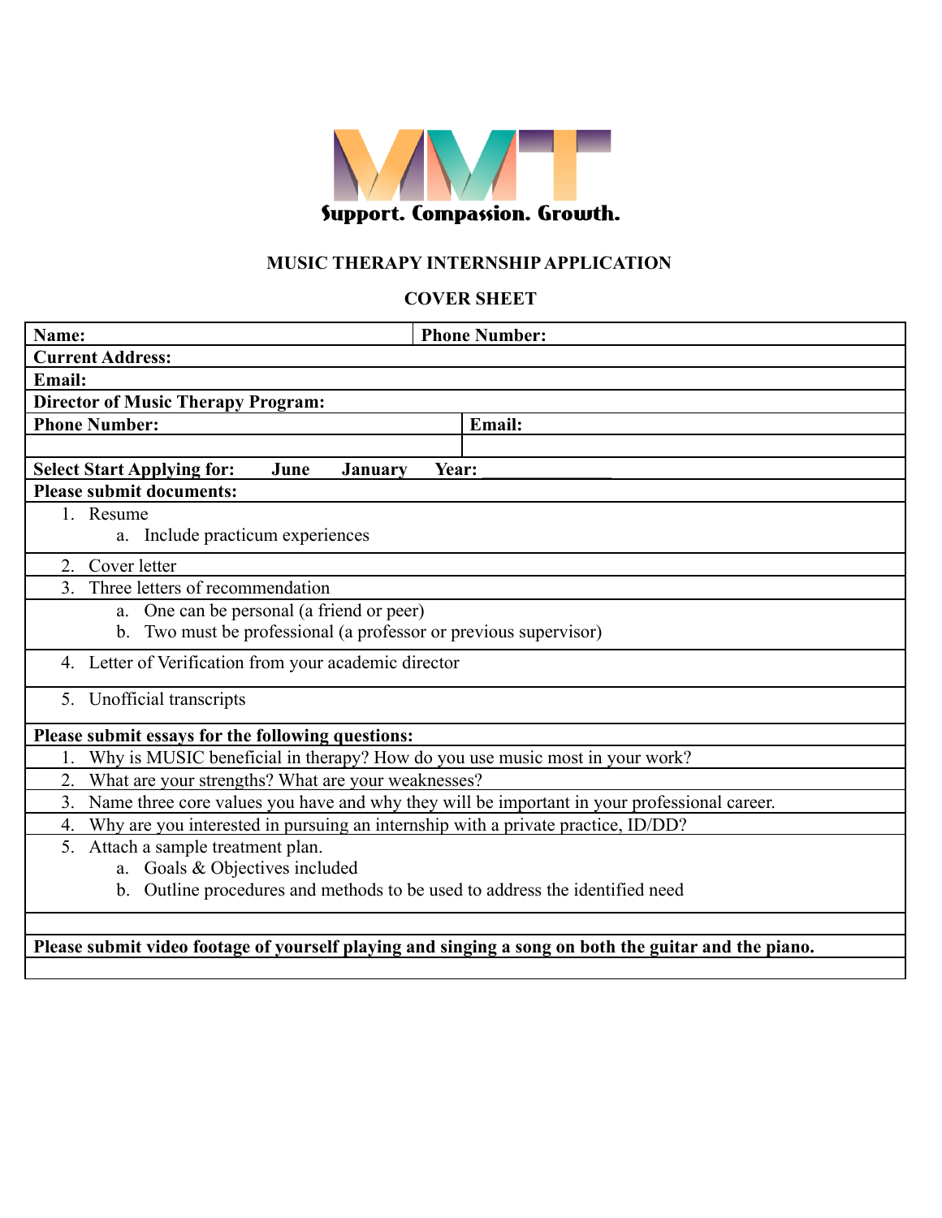MVT

Support. Compassion. Growth.

## MUSIC THERAPY INTERNSHIP APPLICATION

## COVER SHEET

| | |
|---|---|
| **Name:** | **Phone Number:** |
| **Current Address:** | |
| **Email:** | |
| **Director of Music Therapy Program:** | |
| **Phone Number:** | **Email:** |
| | |
| **Select Start Applying for:** **June** **January** **Year:** _______________ | |
| **Please submit documents:** | |
| 1. Resume<br>a. Include practicum experiences | |
| 2. Cover letter | |
| 3. Three letters of recommendation | |
| a. One can be personal (a friend or peer)<br>b. Two must be professional (a professor or previous supervisor) | |
| 4. Letter of Verification from your academic director | |
| 5. Unofficial transcripts | |
| **Please submit essays for the following questions:** | |
| 1. Why is MUSIC beneficial in therapy? How do you use music most in your work? | |
| 2. What are your strengths? What are your weaknesses? | |
| 3. Name three core values you have and why they will be important in your professional career. | |
| 4. Why are you interested in pursuing an internship with a private practice, ID/DD? | |
| 5. Attach a sample treatment plan.<br>a. Goals & Objectives included<br>b. Outline procedures and methods to be used to address the identified need | |
| | |
| **Please submit video footage of yourself playing and singing a song on both the guitar and the piano.** | |
| | |